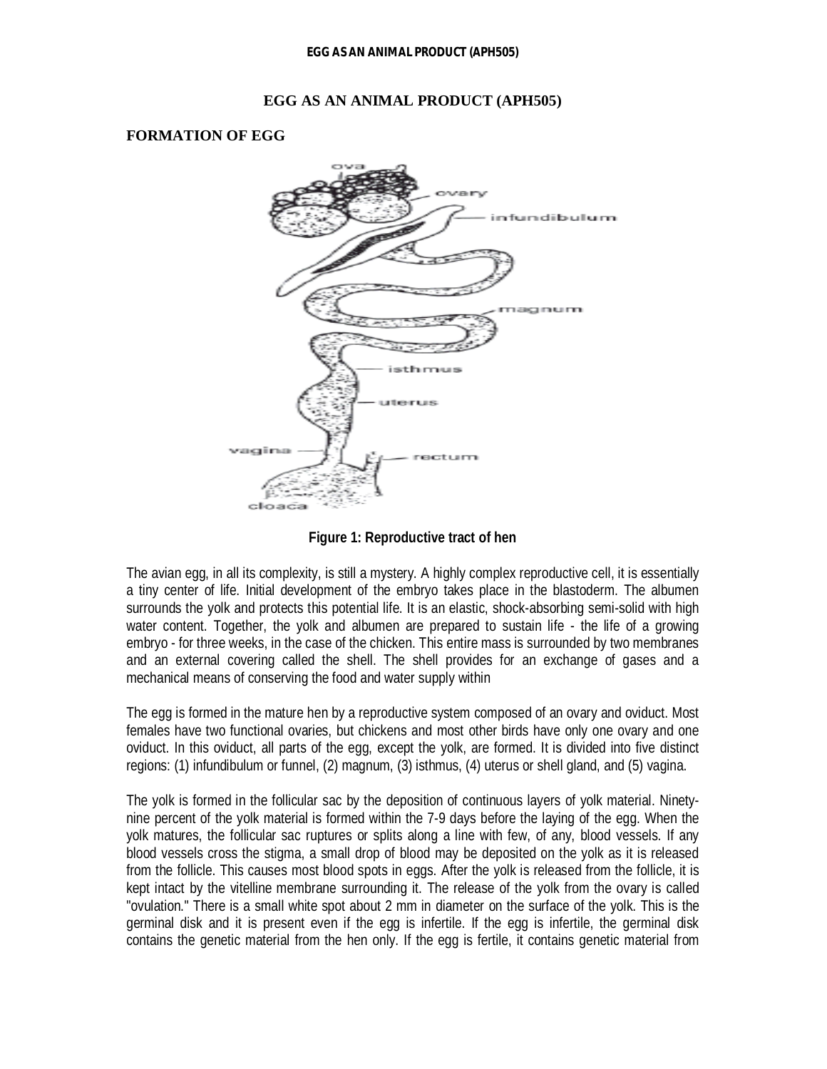# EGG AS AN ANIMAL PRODUCT (APH505)

## FORMATION OF EGG

Figure 1: Reproductive tract of hen

The avian egg, in all its complexity, is still a mystery. A highly complex reproductive cell, it is essentially a tiny center of life. Initial development of the embryo takes place in the blastoderm. The albumen surrounds the yolk and protects this potential life. It is an elastic, shock-absorbing semi-solid with high water content. Together, the yolk and albumen are prepared to sustain life - the life of a growing embryo - for three weeks, in the case of the chicken. This entire mass is surrounded by two membranes and an external covering called the shell. The shell provides for an exchange of gases and a mechanical means of conserving the food and water supply within

The egg is formed in the mature hen by a reproductive system composed of an ovary and oviduct. Most females have two functional ovaries, but chickens and most other birds have only one ovary and one oviduct. In this oviduct, all parts of the egg, except the yolk, are formed. It is divided into five distinct regions: (1) infundibulum or funnel, (2) magnum, (3) isthmus, (4) uterus or shell gland, and (5) vagina.

The yolk is formed in the follicular sac by the deposition of continuous layers of yolk material. Ninety-nine percent of the yolk material is formed within the 7-9 days before the laying of the egg. When the yolk matures, the follicular sac ruptures or splits along a line with few, of any, blood vessels. If any blood vessels cross the stigma, a small drop of blood may be deposited on the yolk as it is released from the follicle. This causes most blood spots in eggs. After the yolk is released from the follicle, it is kept intact by the vitelline membrane surrounding it. The release of the yolk from the ovary is called "ovulation." There is a small white spot about 2 mm in diameter on the surface of the yolk. This is the germinal disk and it is present even if the egg is infertile. If the egg is infertile, the germinal disk contains the genetic material from the hen only. If the egg is fertile, it contains genetic material from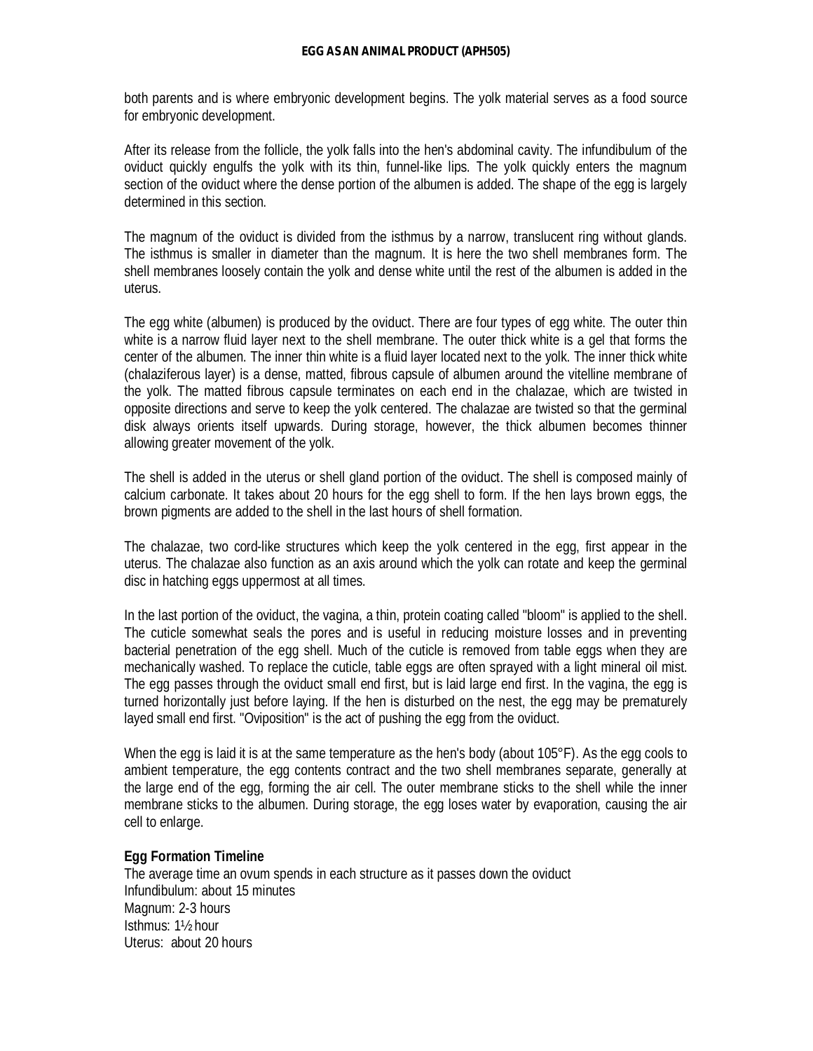both parents and is where embryonic development begins. The yolk material serves as a food source for embryonic development.

After its release from the follicle, the yolk falls into the hen's abdominal cavity. The infundibulum of the oviduct quickly engulfs the yolk with its thin, funnel-like lips. The yolk quickly enters the magnum section of the oviduct where the dense portion of the albumen is added. The shape of the egg is largely determined in this section.

The magnum of the oviduct is divided from the isthmus by a narrow, translucent ring without glands. The isthmus is smaller in diameter than the magnum. It is here the two shell membranes form. The shell membranes loosely contain the yolk and dense white until the rest of the albumen is added in the uterus.

The egg white (albumen) is produced by the oviduct. There are four types of egg white. The outer thin white is a narrow fluid layer next to the shell membrane. The outer thick white is a gel that forms the center of the albumen. The inner thin white is a fluid layer located next to the yolk. The inner thick white (chalaziferous layer) is a dense, matted, fibrous capsule of albumen around the vitelline membrane of the yolk. The matted fibrous capsule terminates on each end in the chalazae, which are twisted in opposite directions and serve to keep the yolk centered. The chalazae are twisted so that the germinal disk always orients itself upwards. During storage, however, the thick albumen becomes thinner allowing greater movement of the yolk.

The shell is added in the uterus or shell gland portion of the oviduct. The shell is composed mainly of calcium carbonate. It takes about 20 hours for the egg shell to form. If the hen lays brown eggs, the brown pigments are added to the shell in the last hours of shell formation.

The chalazae, two cord-like structures which keep the yolk centered in the egg, first appear in the uterus. The chalazae also function as an axis around which the yolk can rotate and keep the germinal disc in hatching eggs uppermost at all times.

In the last portion of the oviduct, the vagina, a thin, protein coating called "bloom" is applied to the shell. The cuticle somewhat seals the pores and is useful in reducing moisture losses and in preventing bacterial penetration of the egg shell. Much of the cuticle is removed from table eggs when they are mechanically washed. To replace the cuticle, table eggs are often sprayed with a light mineral oil mist. The egg passes through the oviduct small end first, but is laid large end first. In the vagina, the egg is turned horizontally just before laying. If the hen is disturbed on the nest, the egg may be prematurely layed small end first. "Oviposition" is the act of pushing the egg from the oviduct.

When the egg is laid it is at the same temperature as the hen's body (about 105°F). As the egg cools to ambient temperature, the egg contents contract and the two shell membranes separate, generally at the large end of the egg, forming the air cell. The outer membrane sticks to the shell while the inner membrane sticks to the albumen. During storage, the egg loses water by evaporation, causing the air cell to enlarge.

**Egg Formation Timeline**

The average time an ovum spends in each structure as it passes down the oviduct

Infundibulum: about 15 minutes

Magnum: 2-3 hours

Isthmus: 1½ hour

Uterus: about 20 hours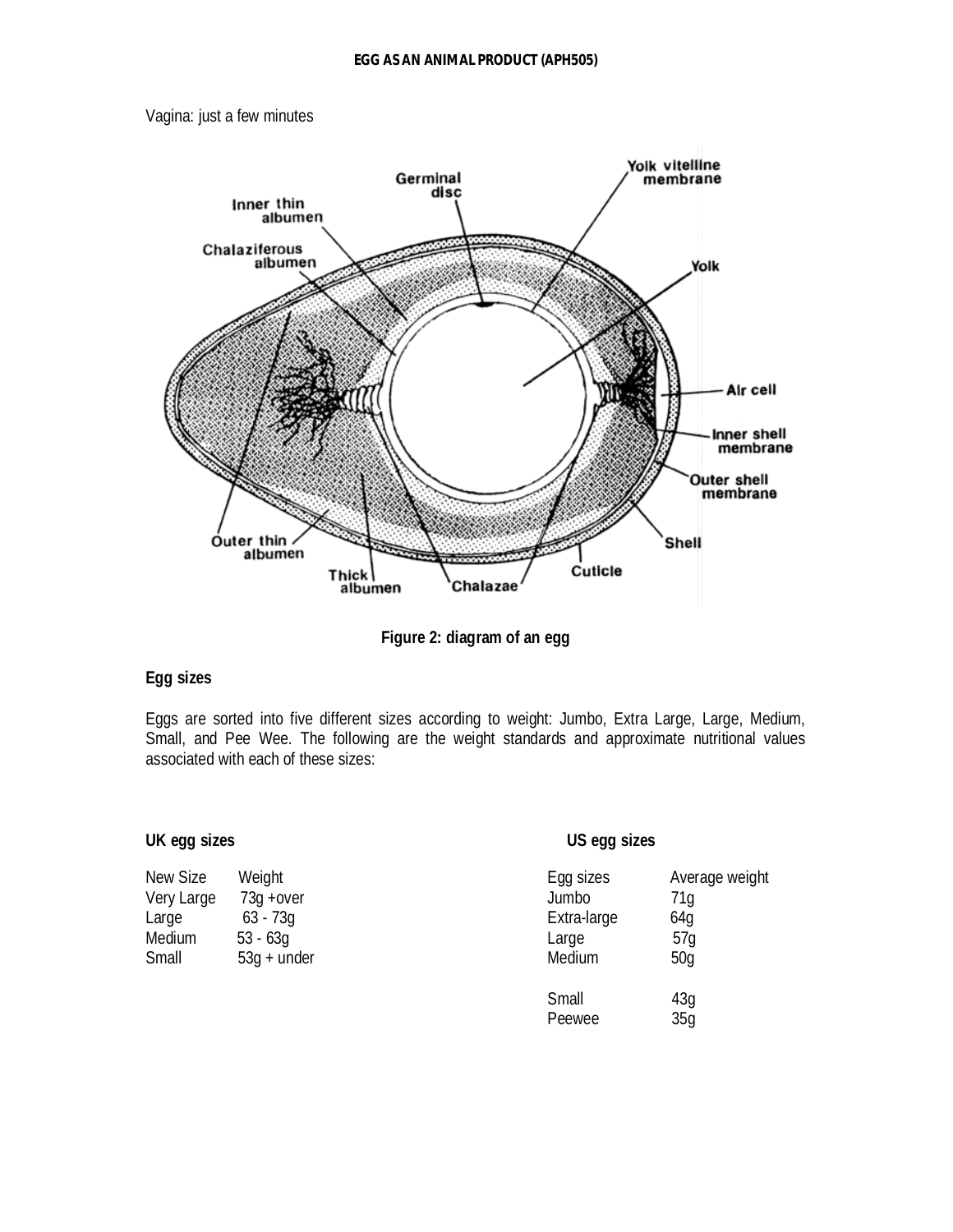Vagina: just a few minutes

**Figure 2: diagram of an egg**

## Egg sizes

Eggs are sorted into five different sizes according to weight: Jumbo, Extra Large, Large, Medium, Small, and Pee Wee. The following are the weight standards and approximate nutritional values associated with each of these sizes:

**UK egg sizes**

| New Size | Weight |
|---|---|
| Very Large | 73g +over |
| Large | 63 - 73g |
| Medium | 53 - 63g |
| Small | 53g + under |

**US egg sizes**

| Egg sizes | Average weight |
|---|---|
| Jumbo | 71g |
| Extra-large | 64g |
| Large | 57g |
| Medium | 50g |
| Small | 43g |
| Peewee | 35g |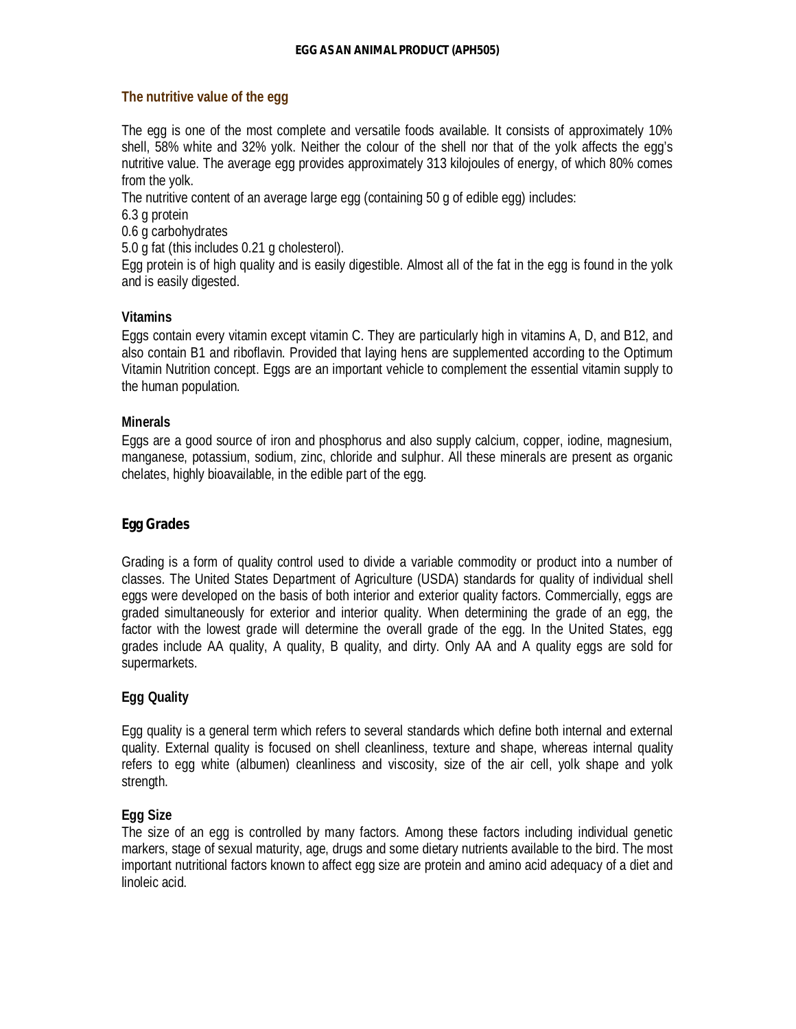## The nutritive value of the egg

The egg is one of the most complete and versatile foods available. It consists of approximately 10% shell, 58% white and 32% yolk. Neither the colour of the shell nor that of the yolk affects the egg's nutritive value. The average egg provides approximately 313 kilojoules of energy, of which 80% comes from the yolk.

The nutritive content of an average large egg (containing 50 g of edible egg) includes:

6.3 g protein

0.6 g carbohydrates

5.0 g fat (this includes 0.21 g cholesterol).

Egg protein is of high quality and is easily digestible. Almost all of the fat in the egg is found in the yolk and is easily digested.

### Vitamins

Eggs contain every vitamin except vitamin C. They are particularly high in vitamins A, D, and B12, and also contain B1 and riboflavin. Provided that laying hens are supplemented according to the Optimum Vitamin Nutrition concept. Eggs are an important vehicle to complement the essential vitamin supply to the human population.

### Minerals

Eggs are a good source of iron and phosphorus and also supply calcium, copper, iodine, magnesium, manganese, potassium, sodium, zinc, chloride and sulphur. All these minerals are present as organic chelates, highly bioavailable, in the edible part of the egg.

## Egg Grades

Grading is a form of quality control used to divide a variable commodity or product into a number of classes. The United States Department of Agriculture (USDA) standards for quality of individual shell eggs were developed on the basis of both interior and exterior quality factors. Commercially, eggs are graded simultaneously for exterior and interior quality. When determining the grade of an egg, the factor with the lowest grade will determine the overall grade of the egg. In the United States, egg grades include AA quality, A quality, B quality, and dirty. Only AA and A quality eggs are sold for supermarkets.

### Egg Quality

Egg quality is a general term which refers to several standards which define both internal and external quality. External quality is focused on shell cleanliness, texture and shape, whereas internal quality refers to egg white (albumen) cleanliness and viscosity, size of the air cell, yolk shape and yolk strength.

### Egg Size

The size of an egg is controlled by many factors. Among these factors including individual genetic markers, stage of sexual maturity, age, drugs and some dietary nutrients available to the bird. The most important nutritional factors known to affect egg size are protein and amino acid adequacy of a diet and linoleic acid.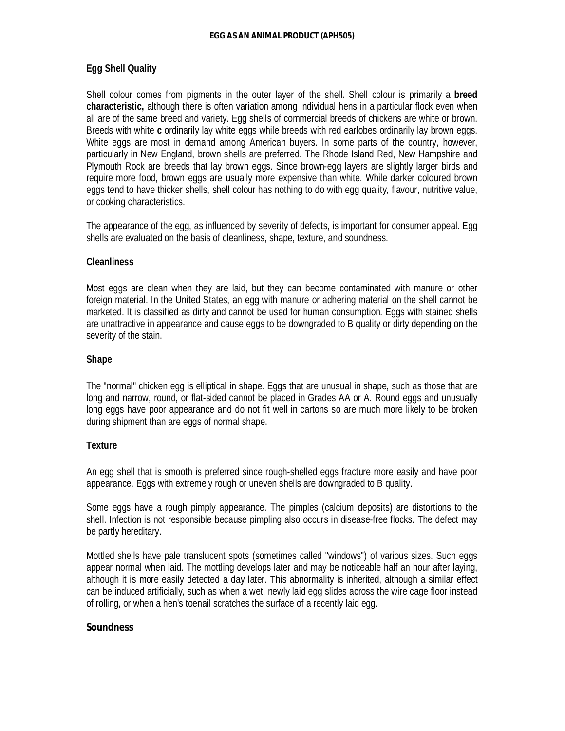## Egg Shell Quality

Shell colour comes from pigments in the outer layer of the shell. Shell colour is primarily a **breed characteristic,** although there is often variation among individual hens in a particular flock even when all are of the same breed and variety. Egg shells of commercial breeds of chickens are white or brown. Breeds with white **c** ordinarily lay white eggs while breeds with red earlobes ordinarily lay brown eggs. White eggs are most in demand among American buyers. In some parts of the country, however, particularly in New England, brown shells are preferred. The Rhode Island Red, New Hampshire and Plymouth Rock are breeds that lay brown eggs. Since brown-egg layers are slightly larger birds and require more food, brown eggs are usually more expensive than white. While darker coloured brown eggs tend to have thicker shells, shell colour has nothing to do with egg quality, flavour, nutritive value, or cooking characteristics.

The appearance of the egg, as influenced by severity of defects, is important for consumer appeal. Egg shells are evaluated on the basis of cleanliness, shape, texture, and soundness.

### Cleanliness

Most eggs are clean when they are laid, but they can become contaminated with manure or other foreign material. In the United States, an egg with manure or adhering material on the shell cannot be marketed. It is classified as dirty and cannot be used for human consumption. Eggs with stained shells are unattractive in appearance and cause eggs to be downgraded to B quality or dirty depending on the severity of the stain.

### Shape

The "normal" chicken egg is elliptical in shape. Eggs that are unusual in shape, such as those that are long and narrow, round, or flat-sided cannot be placed in Grades AA or A. Round eggs and unusually long eggs have poor appearance and do not fit well in cartons so are much more likely to be broken during shipment than are eggs of normal shape.

### Texture

An egg shell that is smooth is preferred since rough-shelled eggs fracture more easily and have poor appearance. Eggs with extremely rough or uneven shells are downgraded to B quality.

Some eggs have a rough pimply appearance. The pimples (calcium deposits) are distortions to the shell. Infection is not responsible because pimpling also occurs in disease-free flocks. The defect may be partly hereditary.

Mottled shells have pale translucent spots (sometimes called "windows") of various sizes. Such eggs appear normal when laid. The mottling develops later and may be noticeable half an hour after laying, although it is more easily detected a day later. This abnormality is inherited, although a similar effect can be induced artificially, such as when a wet, newly laid egg slides across the wire cage floor instead of rolling, or when a hen's toenail scratches the surface of a recently laid egg.

### Soundness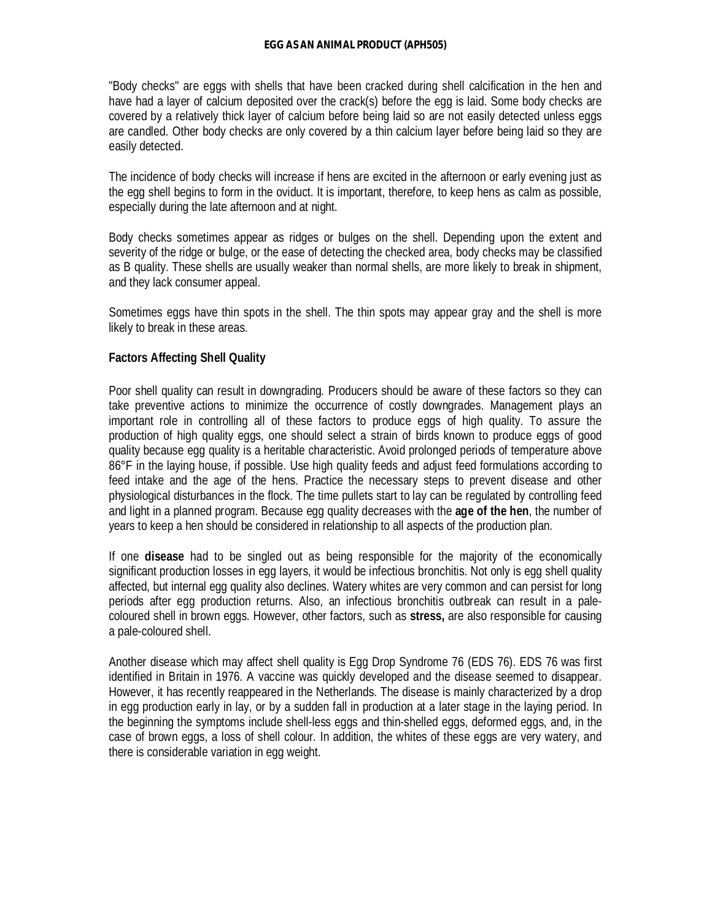"Body checks" are eggs with shells that have been cracked during shell calcification in the hen and have had a layer of calcium deposited over the crack(s) before the egg is laid. Some body checks are covered by a relatively thick layer of calcium before being laid so are not easily detected unless eggs are candled. Other body checks are only covered by a thin calcium layer before being laid so they are easily detected.

The incidence of body checks will increase if hens are excited in the afternoon or early evening just as the egg shell begins to form in the oviduct. It is important, therefore, to keep hens as calm as possible, especially during the late afternoon and at night.

Body checks sometimes appear as ridges or bulges on the shell. Depending upon the extent and severity of the ridge or bulge, or the ease of detecting the checked area, body checks may be classified as B quality. These shells are usually weaker than normal shells, are more likely to break in shipment, and they lack consumer appeal.

Sometimes eggs have thin spots in the shell. The thin spots may appear gray and the shell is more likely to break in these areas.

### Factors Affecting Shell Quality

Poor shell quality can result in downgrading. Producers should be aware of these factors so they can take preventive actions to minimize the occurrence of costly downgrades. Management plays an important role in controlling all of these factors to produce eggs of high quality. To assure the production of high quality eggs, one should select a strain of birds known to produce eggs of good quality because egg quality is a heritable characteristic. Avoid prolonged periods of temperature above 86°F in the laying house, if possible. Use high quality feeds and adjust feed formulations according to feed intake and the age of the hens. Practice the necessary steps to prevent disease and other physiological disturbances in the flock. The time pullets start to lay can be regulated by controlling feed and light in a planned program. Because egg quality decreases with the **age of the hen**, the number of years to keep a hen should be considered in relationship to all aspects of the production plan.

If one **disease** had to be singled out as being responsible for the majority of the economically significant production losses in egg layers, it would be infectious bronchitis. Not only is egg shell quality affected, but internal egg quality also declines. Watery whites are very common and can persist for long periods after egg production returns. Also, an infectious bronchitis outbreak can result in a pale-coloured shell in brown eggs. However, other factors, such as **stress,** are also responsible for causing a pale-coloured shell.

Another disease which may affect shell quality is Egg Drop Syndrome 76 (EDS 76). EDS 76 was first identified in Britain in 1976. A vaccine was quickly developed and the disease seemed to disappear. However, it has recently reappeared in the Netherlands. The disease is mainly characterized by a drop in egg production early in lay, or by a sudden fall in production at a later stage in the laying period. In the beginning the symptoms include shell-less eggs and thin-shelled eggs, deformed eggs, and, in the case of brown eggs, a loss of shell colour. In addition, the whites of these eggs are very watery, and there is considerable variation in egg weight.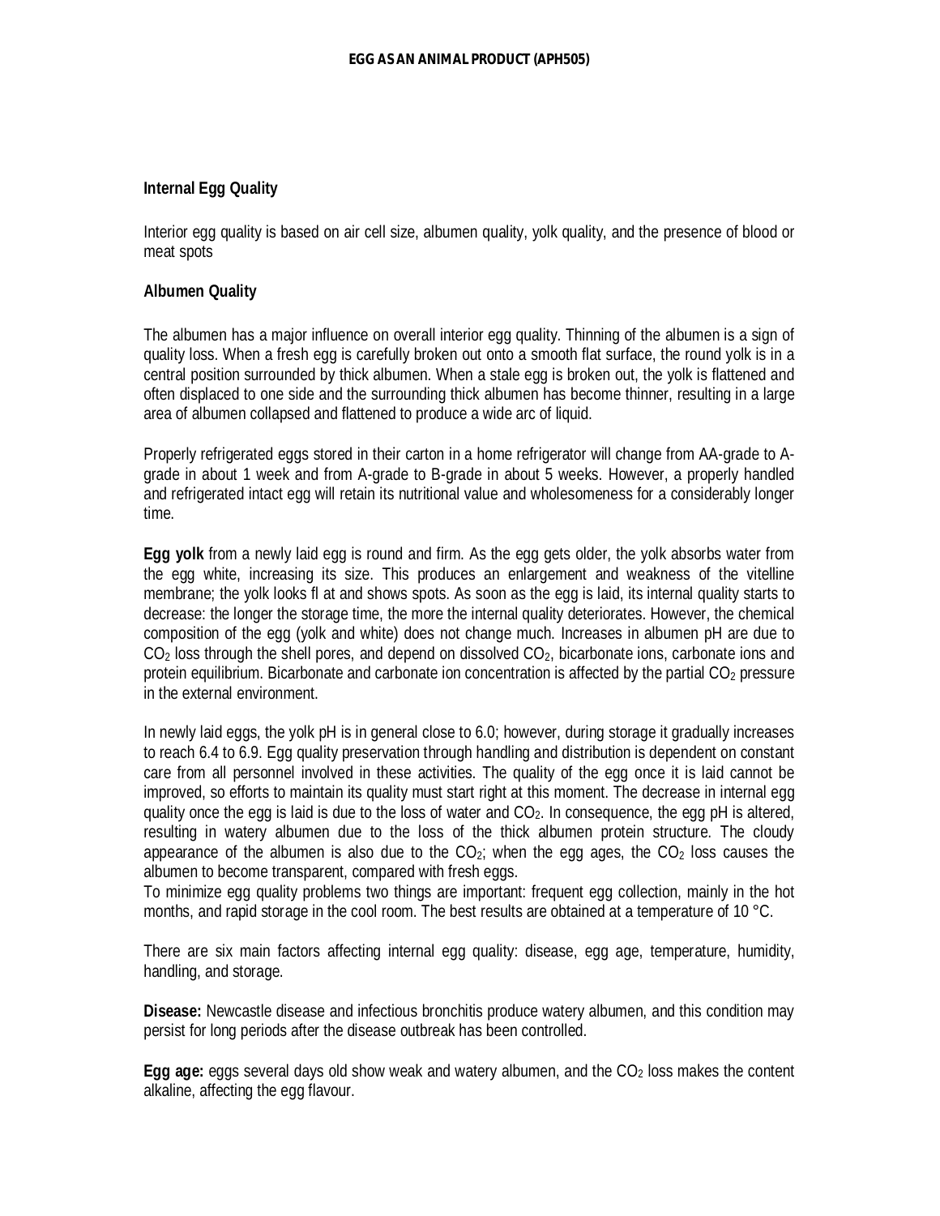**Internal Egg Quality**

Interior egg quality is based on air cell size, albumen quality, yolk quality, and the presence of blood or meat spots

**Albumen Quality**

The albumen has a major influence on overall interior egg quality. Thinning of the albumen is a sign of quality loss. When a fresh egg is carefully broken out onto a smooth flat surface, the round yolk is in a central position surrounded by thick albumen. When a stale egg is broken out, the yolk is flattened and often displaced to one side and the surrounding thick albumen has become thinner, resulting in a large area of albumen collapsed and flattened to produce a wide arc of liquid.

Properly refrigerated eggs stored in their carton in a home refrigerator will change from AA-grade to A-grade in about 1 week and from A-grade to B-grade in about 5 weeks. However, a properly handled and refrigerated intact egg will retain its nutritional value and wholesomeness for a considerably longer time.

**Egg yolk** from a newly laid egg is round and firm. As the egg gets older, the yolk absorbs water from the egg white, increasing its size. This produces an enlargement and weakness of the vitelline membrane; the yolk looks fl at and shows spots. As soon as the egg is laid, its internal quality starts to decrease: the longer the storage time, the more the internal quality deteriorates. However, the chemical composition of the egg (yolk and white) does not change much. Increases in albumen pH are due to $CO_2$ loss through the shell pores, and depend on dissolved $CO_2$, bicarbonate ions, carbonate ions and protein equilibrium. Bicarbonate and carbonate ion concentration is affected by the partial $CO_2$ pressure in the external environment.

In newly laid eggs, the yolk pH is in general close to 6.0; however, during storage it gradually increases to reach 6.4 to 6.9. Egg quality preservation through handling and distribution is dependent on constant care from all personnel involved in these activities. The quality of the egg once it is laid cannot be improved, so efforts to maintain its quality must start right at this moment. The decrease in internal egg quality once the egg is laid is due to the loss of water and $CO_2$. In consequence, the egg pH is altered, resulting in watery albumen due to the loss of the thick albumen protein structure. The cloudy appearance of the albumen is also due to the $CO_2$; when the egg ages, the $CO_2$ loss causes the albumen to become transparent, compared with fresh eggs.
To minimize egg quality problems two things are important: frequent egg collection, mainly in the hot months, and rapid storage in the cool room. The best results are obtained at a temperature of 10 °C.

There are six main factors affecting internal egg quality: disease, egg age, temperature, humidity, handling, and storage.

**Disease:** Newcastle disease and infectious bronchitis produce watery albumen, and this condition may persist for long periods after the disease outbreak has been controlled.

**Egg age:** eggs several days old show weak and watery albumen, and the $CO_2$ loss makes the content alkaline, affecting the egg flavour.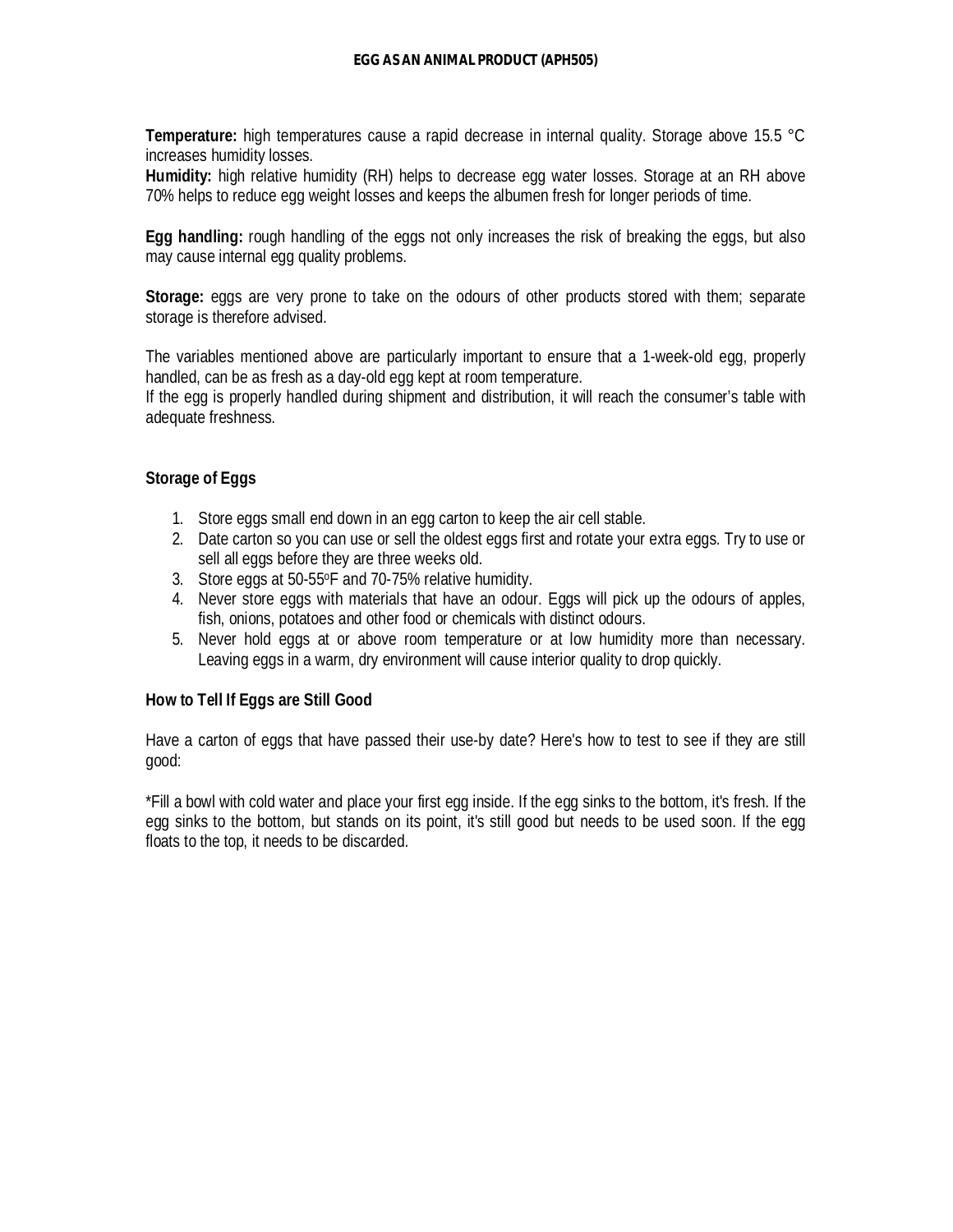**Temperature:** high temperatures cause a rapid decrease in internal quality. Storage above 15.5 °C increases humidity losses.
**Humidity:** high relative humidity (RH) helps to decrease egg water losses. Storage at an RH above 70% helps to reduce egg weight losses and keeps the albumen fresh for longer periods of time.

**Egg handling:** rough handling of the eggs not only increases the risk of breaking the eggs, but also may cause internal egg quality problems.

**Storage:** eggs are very prone to take on the odours of other products stored with them; separate storage is therefore advised.

The variables mentioned above are particularly important to ensure that a 1-week-old egg, properly handled, can be as fresh as a day-old egg kept at room temperature.
If the egg is properly handled during shipment and distribution, it will reach the consumer's table with adequate freshness.

### Storage of Eggs

1. Store eggs small end down in an egg carton to keep the air cell stable.
2. Date carton so you can use or sell the oldest eggs first and rotate your extra eggs. Try to use or sell all eggs before they are three weeks old.
3. Store eggs at 50-55$^{o}$F and 70-75% relative humidity.
4. Never store eggs with materials that have an odour. Eggs will pick up the odours of apples, fish, onions, potatoes and other food or chemicals with distinct odours.
5. Never hold eggs at or above room temperature or at low humidity more than necessary. Leaving eggs in a warm, dry environment will cause interior quality to drop quickly.

### How to Tell If Eggs are Still Good

Have a carton of eggs that have passed their use-by date? Here's how to test to see if they are still good:

*Fill a bowl with cold water and place your first egg inside. If the egg sinks to the bottom, it's fresh. If the egg sinks to the bottom, but stands on its point, it's still good but needs to be used soon. If the egg floats to the top, it needs to be discarded.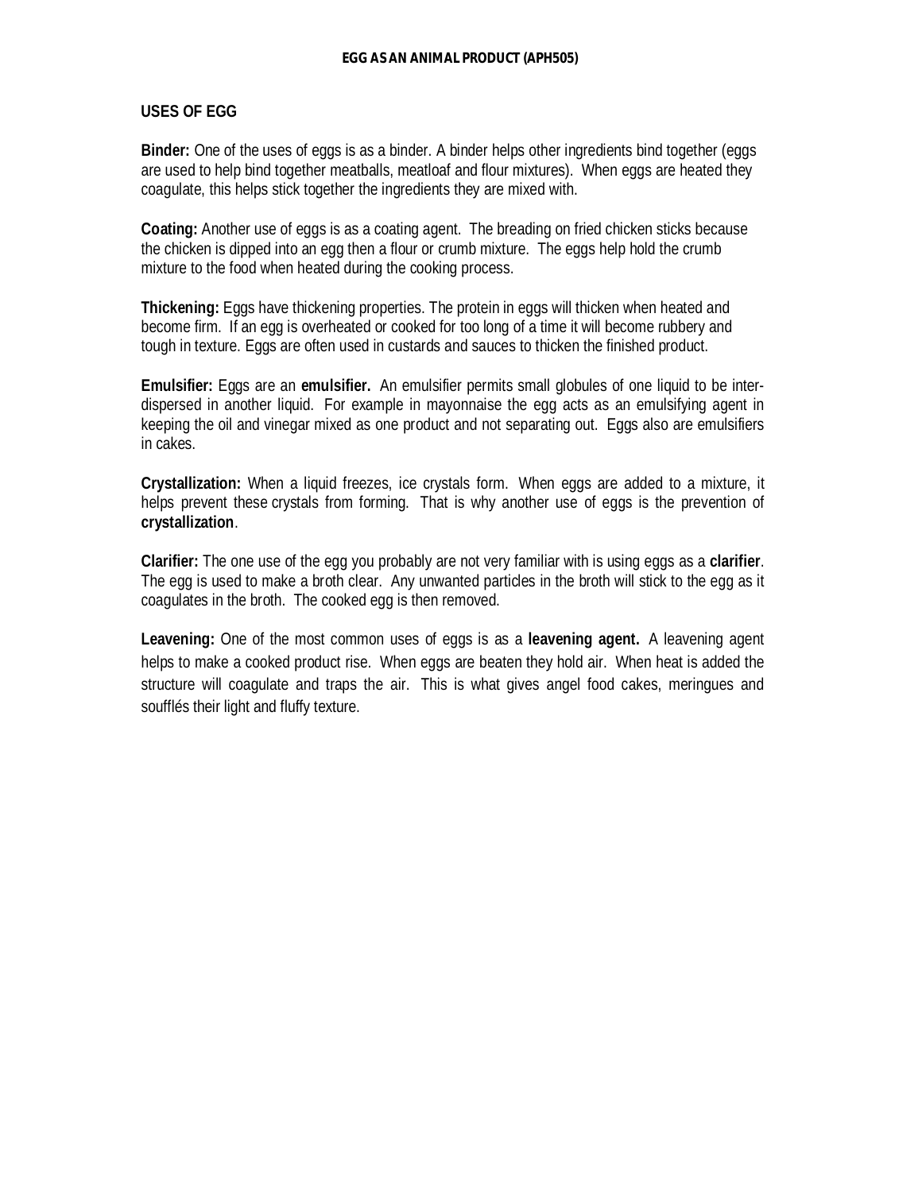## USES OF EGG

**Binder:** One of the uses of eggs is as a binder. A binder helps other ingredients bind together (eggs are used to help bind together meatballs, meatloaf and flour mixtures). When eggs are heated they coagulate, this helps stick together the ingredients they are mixed with.

**Coating:** Another use of eggs is as a coating agent. The breading on fried chicken sticks because the chicken is dipped into an egg then a flour or crumb mixture. The eggs help hold the crumb mixture to the food when heated during the cooking process.

**Thickening:** Eggs have thickening properties. The protein in eggs will thicken when heated and become firm. If an egg is overheated or cooked for too long of a time it will become rubbery and tough in texture. Eggs are often used in custards and sauces to thicken the finished product.

**Emulsifier:** Eggs are an **emulsifier.** An emulsifier permits small globules of one liquid to be inter-dispersed in another liquid. For example in mayonnaise the egg acts as an emulsifying agent in keeping the oil and vinegar mixed as one product and not separating out. Eggs also are emulsifiers in cakes.

**Crystallization:** When a liquid freezes, ice crystals form. When eggs are added to a mixture, it helps prevent these crystals from forming. That is why another use of eggs is the prevention of **crystallization**.

**Clarifier:** The one use of the egg you probably are not very familiar with is using eggs as a **clarifier**. The egg is used to make a broth clear. Any unwanted particles in the broth will stick to the egg as it coagulates in the broth. The cooked egg is then removed.

**Leavening:** One of the most common uses of eggs is as a **leavening agent.** A leavening agent helps to make a cooked product rise. When eggs are beaten they hold air. When heat is added the structure will coagulate and traps the air. This is what gives angel food cakes, meringues and soufflés their light and fluffy texture.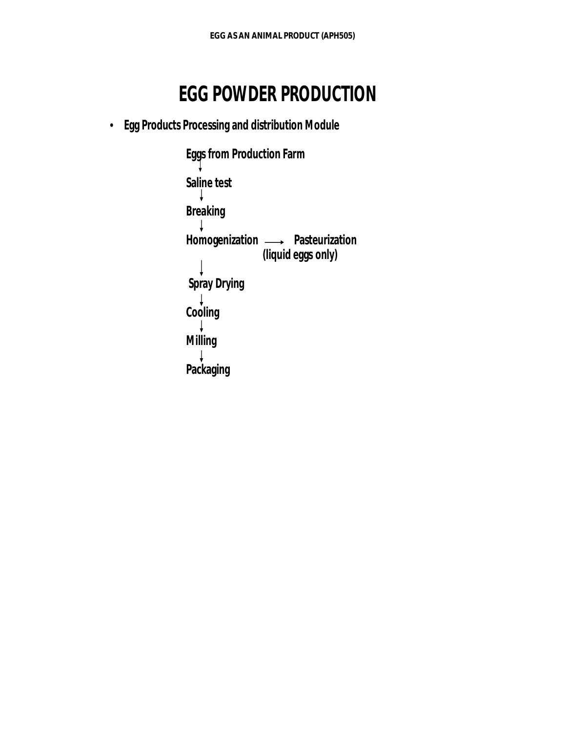# EGG POWDER PRODUCTION

- **Egg Products Processing and distribution Module**

**Eggs from Production Farm**
↓
**Saline test**
↓
**Breaking**
↓
**Homogenization** ⟶ **Pasteurization (liquid eggs only)**
↓
**Spray Drying**
↓
**Cooling**
↓
**Milling**
↓
**Packaging**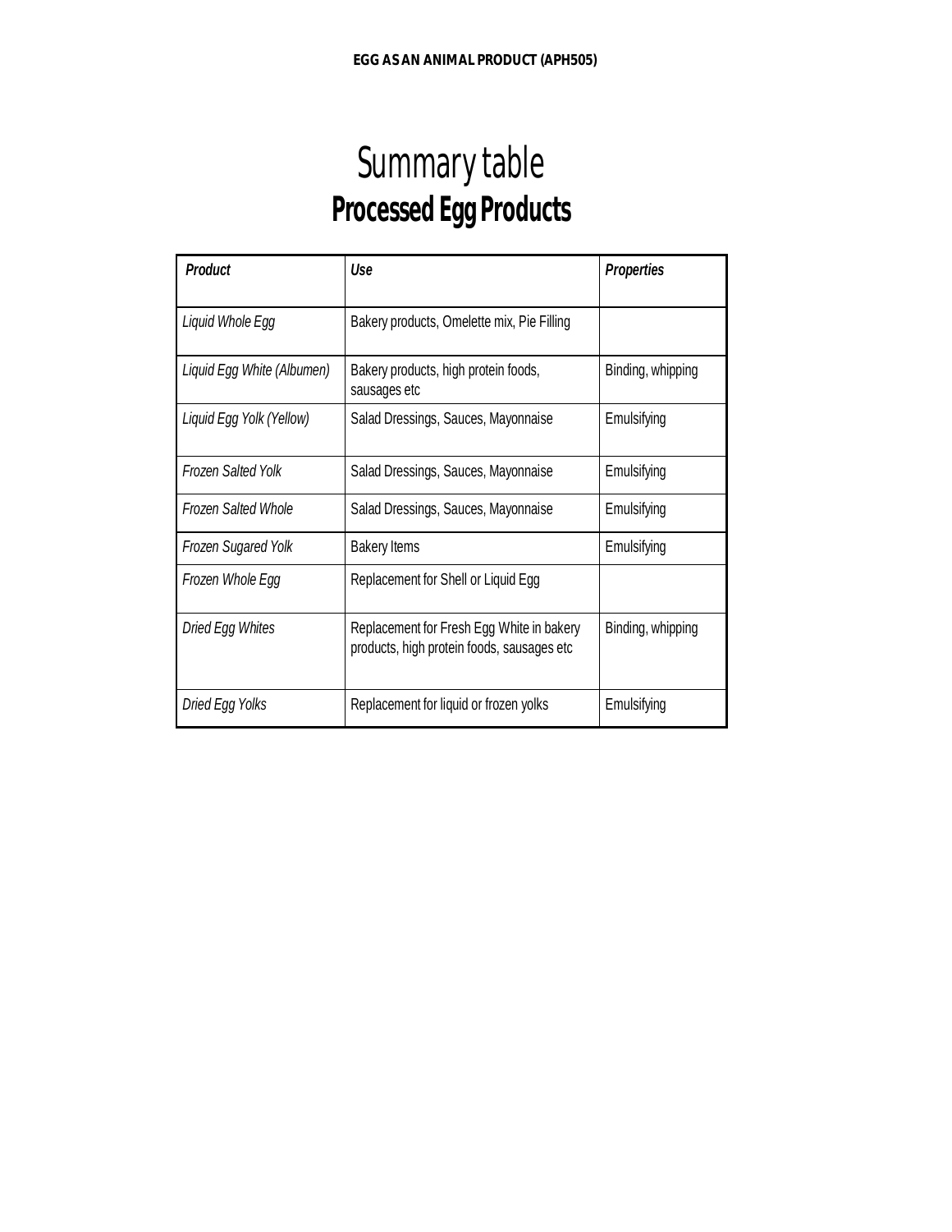# Summary table
## **Processed Egg Products**

| *Product* | *Use* | *Properties* |
|---|---|---|
| *Liquid Whole Egg* | Bakery products, Omelette mix, Pie Filling | |
| *Liquid Egg White (Albumen)* | Bakery products, high protein foods, sausages etc | Binding, whipping |
| *Liquid Egg Yolk (Yellow)* | Salad Dressings, Sauces, Mayonnaise | Emulsifying |
| *Frozen Salted Yolk* | Salad Dressings, Sauces, Mayonnaise | Emulsifying |
| *Frozen Salted Whole* | Salad Dressings, Sauces, Mayonnaise | Emulsifying |
| *Frozen Sugared Yolk* | Bakery Items | Emulsifying |
| *Frozen Whole Egg* | Replacement for Shell or Liquid Egg | |
| *Dried Egg Whites* | Replacement for Fresh Egg White in bakery products, high protein foods, sausages etc | Binding, whipping |
| *Dried Egg Yolks* | Replacement for liquid or frozen yolks | Emulsifying |